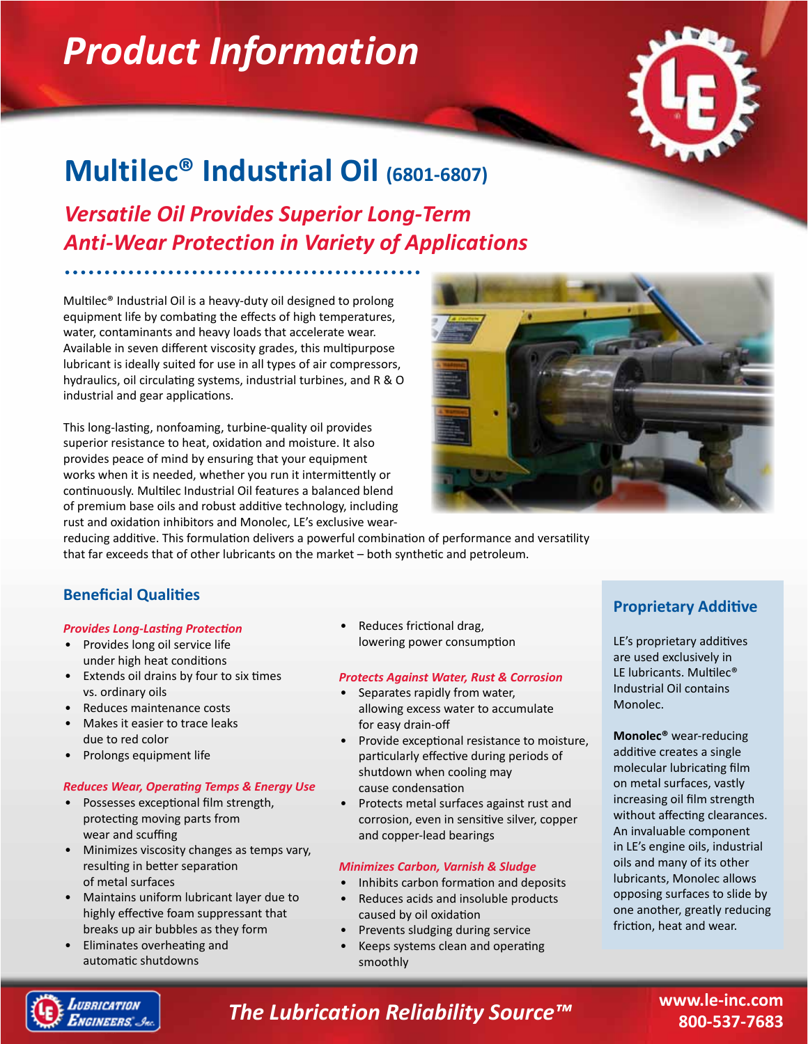# Product Information

## Multilec® Industrial Oil (6801-6807)

### *Versatile Oil Provides Superior Long-Term Anti-Wear Protection in Variety of Applications*

Multilec® Industrial Oil is a heavy-duty oil designed to prolong equipment life by combating the effects of high temperatures, water, contaminants and heavy loads that accelerate wear. Available in seven different viscosity grades, this multipurpose lubricant is ideally suited for use in all types of air compressors, hydraulics, oil circulating systems, industrial turbines, and R & O industrial and gear applications.

This long-lasting, nonfoaming, turbine-quality oil provides superior resistance to heat, oxidation and moisture. It also provides peace of mind by ensuring that your equipment works when it is needed, whether you run it intermittently or continuously. Multilec Industrial Oil features a balanced blend of premium base oils and robust additive technology, including rust and oxidation inhibitors and Monolec, LE's exclusive wear-reducing additive. This formulation delivers a powerful combination of performance and versatility that far exceeds that of other lubricants on the market – both synthetic and petroleum.

## Beneficial Qualities

*Provides Long-Lasting Protection*

- Provides long oil service life under high heat conditions
- Extends oil drains by four to six times vs. ordinary oils
- Reduces maintenance costs
- Makes it easier to trace leaks due to red color
- Prolongs equipment life

*Reduces Wear, Operating Temps & Energy Use*

- Possesses exceptional film strength, protecting moving parts from wear and scuffing
- Minimizes viscosity changes as temps vary, resulting in better separation of metal surfaces
- Maintains uniform lubricant layer due to highly effective foam suppressant that breaks up air bubbles as they form
- Eliminates overheating and automatic shutdowns
- Reduces frictional drag, lowering power consumption

*Protects Against Water, Rust & Corrosion*

- Separates rapidly from water, allowing excess water to accumulate for easy drain-off
- Provide exceptional resistance to moisture, particularly effective during periods of shutdown when cooling may cause condensation
- Protects metal surfaces against rust and corrosion, even in sensitive silver, copper and copper-lead bearings

*Minimizes Carbon, Varnish & Sludge*

- Inhibits carbon formation and deposits
- Reduces acids and insoluble products caused by oil oxidation
- Prevents sludging during service
- Keeps systems clean and operating smoothly

## Proprietary Additive

LE's proprietary additives are used exclusively in LE lubricants. Multilec® Industrial Oil contains Monolec.

**Monolec®** wear-reducing additive creates a single molecular lubricating film on metal surfaces, vastly increasing oil film strength without affecting clearances. An invaluable component in LE's engine oils, industrial oils and many of its other lubricants, Monolec allows opposing surfaces to slide by one another, greatly reducing friction, heat and wear.

*The Lubrication Reliability Source™*

www.le-inc.com
800-537-7683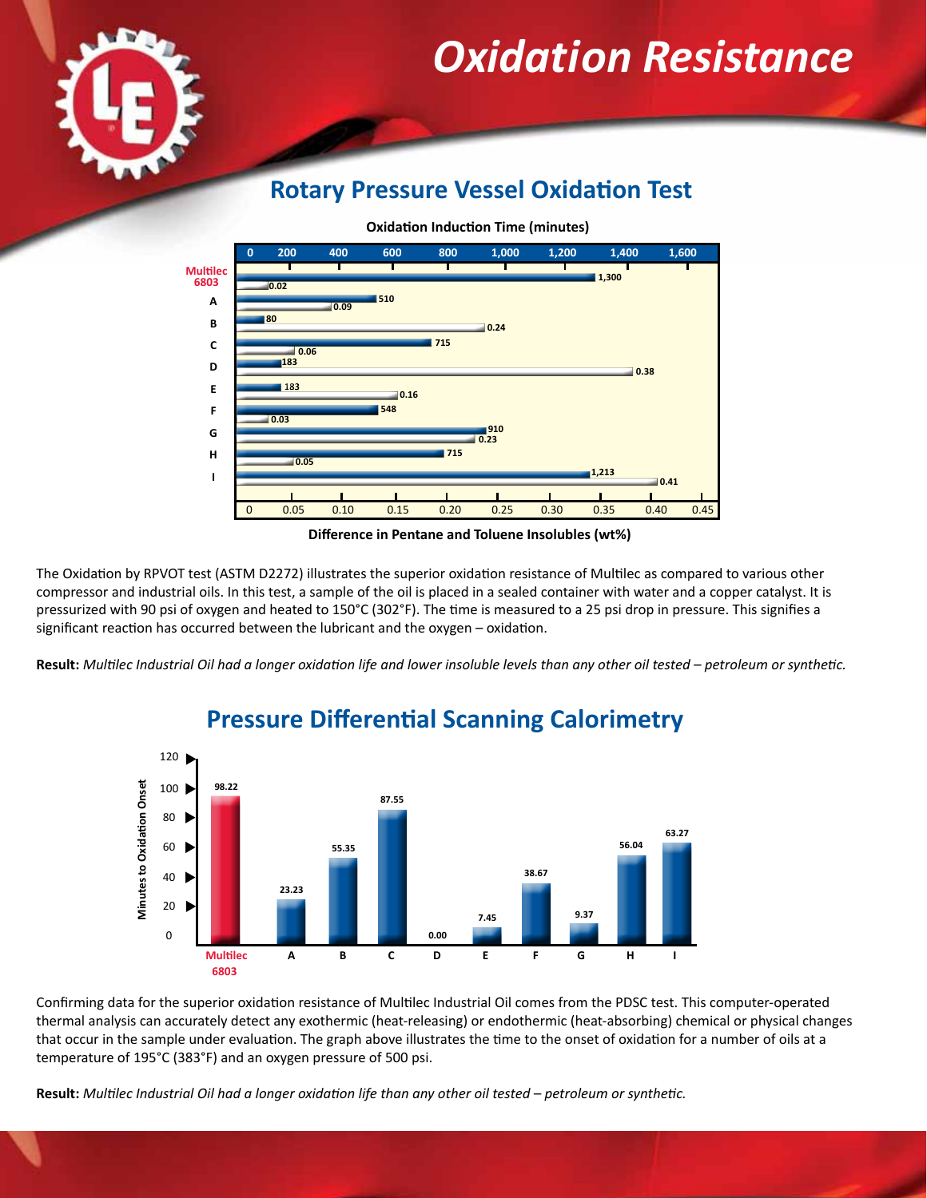# Oxidation Resistance

## Rotary Pressure Vessel Oxidation Test

| Oil | Oxidation Induction Time (minutes) | Difference in Pentane and Toluene Insolubles (wt%) |
|---|---|---|
| Multilec 6803 | 1,300 | 0.02 |
| A | 510 | 0.09 |
| B | 80 | 0.24 |
| C | 715 | 0.06 |
| D | 183 | 0.38 |
| E | 183 | 0.16 |
| F | 548 | 0.03 |
| G | 910 | 0.23 |
| H | 715 | 0.05 |
| I | 1,213 | 0.41 |

The Oxidation by RPVOT test (ASTM D2272) illustrates the superior oxidation resistance of Multilec as compared to various other compressor and industrial oils. In this test, a sample of the oil is placed in a sealed container with water and a copper catalyst. It is pressurized with 90 psi of oxygen and heated to 150°C (302°F). The time is measured to a 25 psi drop in pressure. This signifies a significant reaction has occurred between the lubricant and the oxygen – oxidation.

**Result:** *Multilec Industrial Oil had a longer oxidation life and lower insoluble levels than any other oil tested – petroleum or synthetic.*

## Pressure Differential Scanning Calorimetry

| Oil | Minutes to Oxidation Onset |
|---|---|
| Multilec 6803 | 98.22 |
| A | 23.23 |
| B | 55.35 |
| C | 87.55 |
| D | 0.00 |
| E | 7.45 |
| F | 38.67 |
| G | 9.37 |
| H | 56.04 |
| I | 63.27 |

Confirming data for the superior oxidation resistance of Multilec Industrial Oil comes from the PDSC test. This computer-operated thermal analysis can accurately detect any exothermic (heat-releasing) or endothermic (heat-absorbing) chemical or physical changes that occur in the sample under evaluation. The graph above illustrates the time to the onset of oxidation for a number of oils at a temperature of 195°C (383°F) and an oxygen pressure of 500 psi.

**Result:** *Multilec Industrial Oil had a longer oxidation life than any other oil tested – petroleum or synthetic.*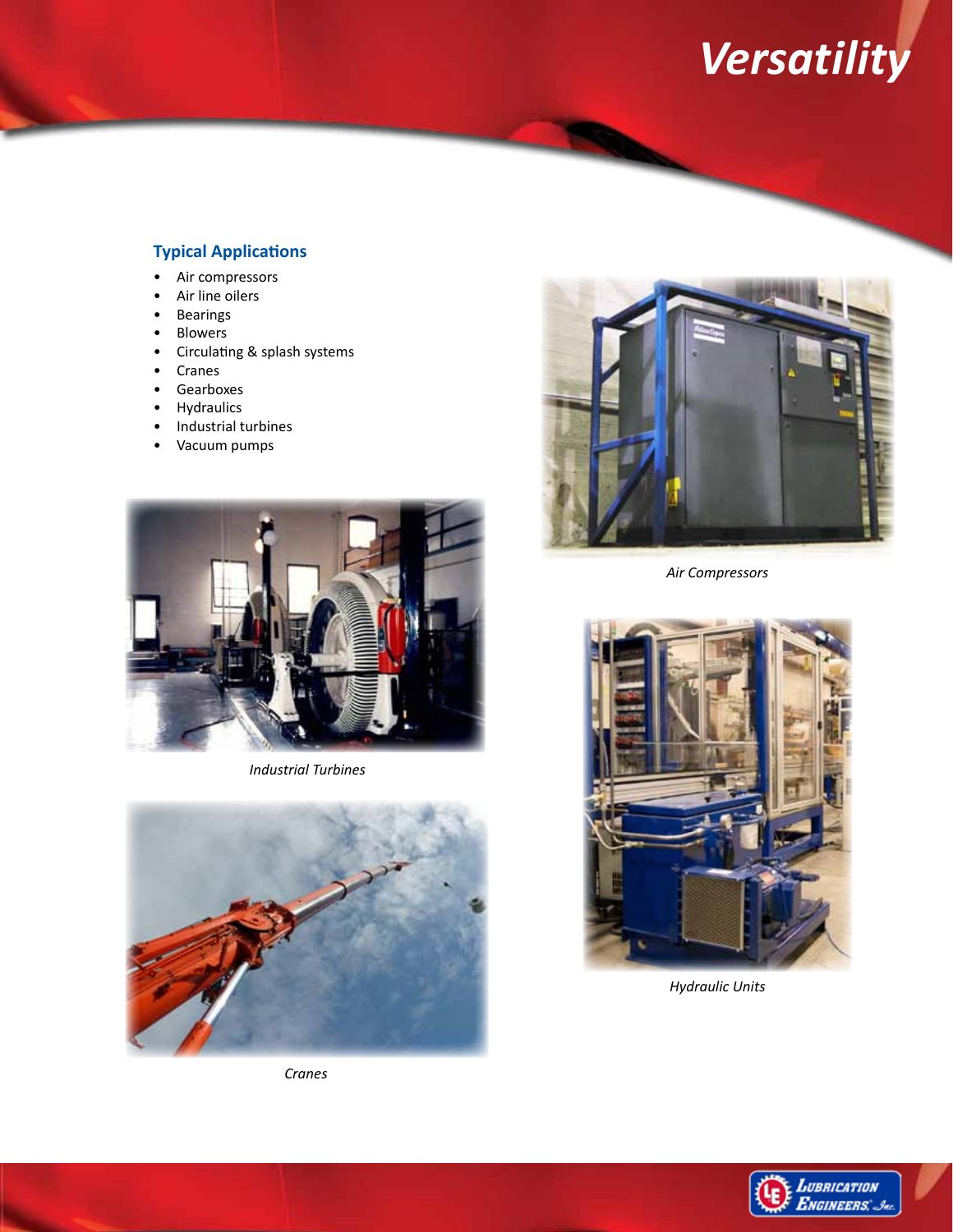# Versatility

### Typical Applications

- Air compressors
- Air line oilers
- Bearings
- Blowers
- Circulating & splash systems
- Cranes
- Gearboxes
- Hydraulics
- Industrial turbines
- Vacuum pumps

*Air Compressors*

*Industrial Turbines*

*Hydraulic Units*

*Cranes*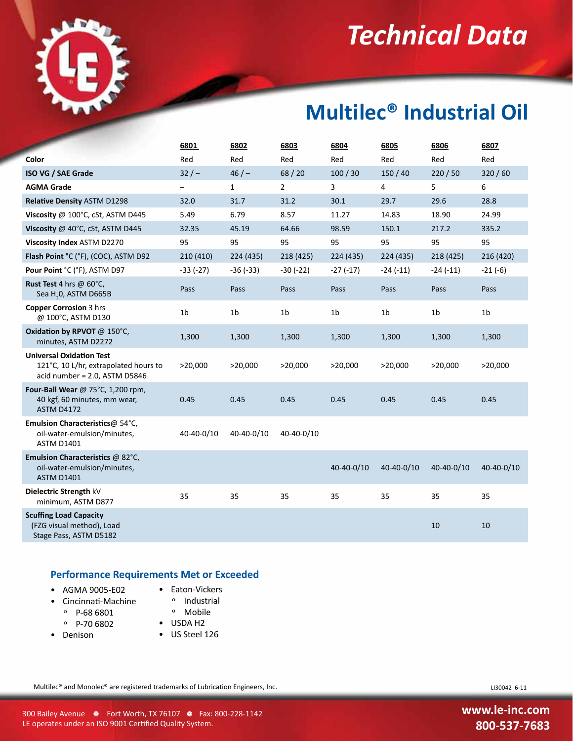# Technical Data

## Multilec® Industrial Oil

| | 6801 | 6802 | 6803 | 6804 | 6805 | 6806 | 6807 |
|---|---|---|---|---|---|---|---|
| **Color** | Red | Red | Red | Red | Red | Red | Red |
| **ISO VG / SAE Grade** | 32 / – | 46 / – | 68 / 20 | 100 / 30 | 150 / 40 | 220 / 50 | 320 / 60 |
| **AGMA Grade** | – | 1 | 2 | 3 | 4 | 5 | 6 |
| **Relative Density** ASTM D1298 | 32.0 | 31.7 | 31.2 | 30.1 | 29.7 | 29.6 | 28.8 |
| **Viscosity** @ 100°C, cSt, ASTM D445 | 5.49 | 6.79 | 8.57 | 11.27 | 14.83 | 18.90 | 24.99 |
| **Viscosity** @ 40°C, cSt, ASTM D445 | 32.35 | 45.19 | 64.66 | 98.59 | 150.1 | 217.2 | 335.2 |
| **Viscosity Index** ASTM D2270 | 95 | 95 | 95 | 95 | 95 | 95 | 95 |
| **Flash Point** °C (°F), (COC), ASTM D92 | 210 (410) | 224 (435) | 218 (425) | 224 (435) | 224 (435) | 218 (425) | 216 (420) |
| **Pour Point** °C (°F), ASTM D97 | -33 (-27) | -36 (-33) | -30 (-22) | -27 (-17) | -24 (-11) | -24 (-11) | -21 (-6) |
| **Rust Test** 4 hrs @ 60°C, Sea $H_2O$, ASTM D665B | Pass | Pass | Pass | Pass | Pass | Pass | Pass |
| **Copper Corrosion** 3 hrs @ 100°C, ASTM D130 | 1b | 1b | 1b | 1b | 1b | 1b | 1b |
| **Oxidation by RPVOT** @ 150°C, minutes, ASTM D2272 | 1,300 | 1,300 | 1,300 | 1,300 | 1,300 | 1,300 | 1,300 |
| **Universal Oxidation Test** 121°C, 10 L/hr, extrapolated hours to acid number = 2.0, ASTM D5846 | >20,000 | >20,000 | >20,000 | >20,000 | >20,000 | >20,000 | >20,000 |
| **Four-Ball Wear** @ 75°C, 1,200 rpm, 40 kgf, 60 minutes, mm wear, ASTM D4172 | 0.45 | 0.45 | 0.45 | 0.45 | 0.45 | 0.45 | 0.45 |
| **Emulsion Characteristics**@ 54°C, oil-water-emulsion/minutes, ASTM D1401 | 40-40-0/10 | 40-40-0/10 | 40-40-0/10 | | | | |
| **Emulsion Characteristics** @ 82°C, oil-water-emulsion/minutes, ASTM D1401 | | | | 40-40-0/10 | 40-40-0/10 | 40-40-0/10 | 40-40-0/10 |
| **Dielectric Strength** kV minimum, ASTM D877 | 35 | 35 | 35 | 35 | 35 | 35 | 35 |
| **Scuffing Load Capacity** (FZG visual method), Load Stage Pass, ASTM D5182 | | | | | | 10 | 10 |

### Performance Requirements Met or Exceeded

- AGMA 9005-E02
- Cincinnati-Machine
  - P-68 6801
  - P-70 6802
- Denison
- Eaton-Vickers
  - Industrial
  - Mobile
- USDA H2
- US Steel 126

Multilec® and Monolec® are registered trademarks of Lubrication Engineers, Inc.

LI30042 6-11

300 Bailey Avenue • Fort Worth, TX 76107 • Fax: 800-228-1142
LE operates under an ISO 9001 Certified Quality System.

www.le-inc.com
800-537-7683